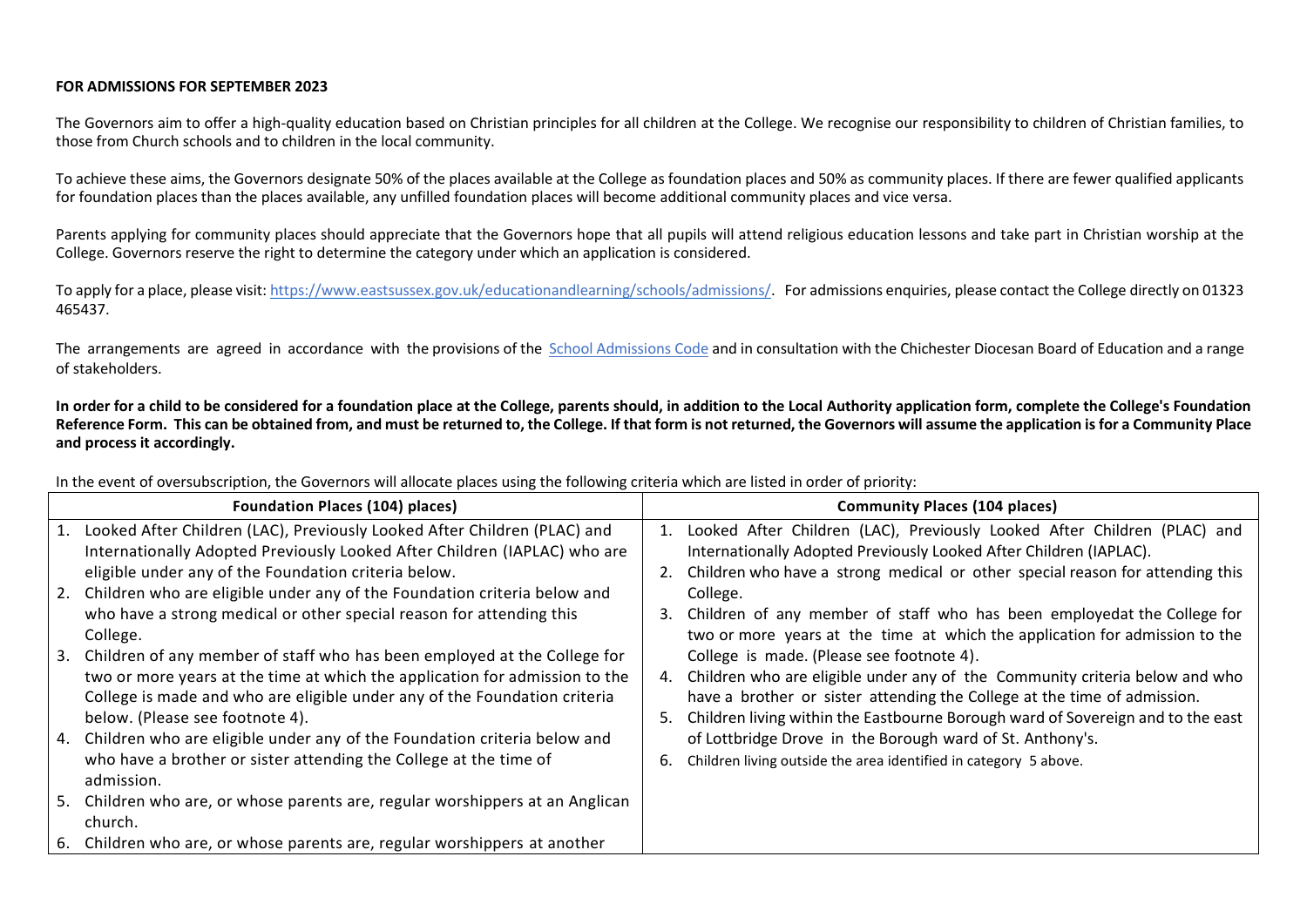**FOR ADMISSIONS FOR SEPTEMBER 2023**

The Governors aim to offer a high-quality education based on Christian principles for all children at the College. We recognise our responsibility to children of Christian families, to those from Church schools and to children in the local community.

To achieve these aims, the Governors designate 50% of the places available at the College as foundation places and 50% as community places. If there are fewer qualified applicants for foundation places than the places available, any unfilled foundation places will become additional community places and vice versa.

Parents applying for community places should appreciate that the Governors hope that all pupils will attend religious education lessons and take part in Christian worship at the College. Governors reserve the right to determine the category under which an application is considered.

To apply for a place, please visit: [https://www.eastsussex.gov.uk/educationandlearning/schools/admissions/](https://www.eastsussex.gov.uk/educationandlearning/schools/admissions/). For admissions enquiries, please contact the College directly on 01323 465437.

The arrangements are agreed in accordance with the provisions of the School Admissions Code and in consultation with the Chichester Diocesan Board of Education and a range of stakeholders.

**In order for a child to be considered for a foundation place at the College, parents should, in addition to the Local Authority application form, complete the College's Foundation Reference Form. This can be obtained from, and must be returned to, the College. If that form is not returned, the Governors will assume the application is for a Community Place and process it accordingly.**

In the event of oversubscription, the Governors will allocate places using the following criteria which are listed in order of priority:

| Foundation Places (104) places) | Community Places (104 places) |
|---|---|
| 1. Looked After Children (LAC), Previously Looked After Children (PLAC) and Internationally Adopted Previously Looked After Children (IAPLAC) who are eligible under any of the Foundation criteria below.<br>2. Children who are eligible under any of the Foundation criteria below and who have a strong medical or other special reason for attending this College.<br>3. Children of any member of staff who has been employed at the College for two or more years at the time at which the application for admission to the College is made and who are eligible under any of the Foundation criteria below. (Please see footnote 4).<br>4. Children who are eligible under any of the Foundation criteria below and who have a brother or sister attending the College at the time of admission.<br>5. Children who are, or whose parents are, regular worshippers at an Anglican church.<br>6. Children who are, or whose parents are, regular worshippers at another | 1. Looked After Children (LAC), Previously Looked After Children (PLAC) and Internationally Adopted Previously Looked After Children (IAPLAC).<br>2. Children who have a strong medical or other special reason for attending this College.<br>3. Children of any member of staff who has been employedat the College for two or more years at the time at which the application for admission to the College is made. (Please see footnote 4).<br>4. Children who are eligible under any of the Community criteria below and who have a brother or sister attending the College at the time of admission.<br>5. Children living within the Eastbourne Borough ward of Sovereign and to the east of Lottbridge Drove in the Borough ward of St. Anthony's.<br>6. Children living outside the area identified in category 5 above. |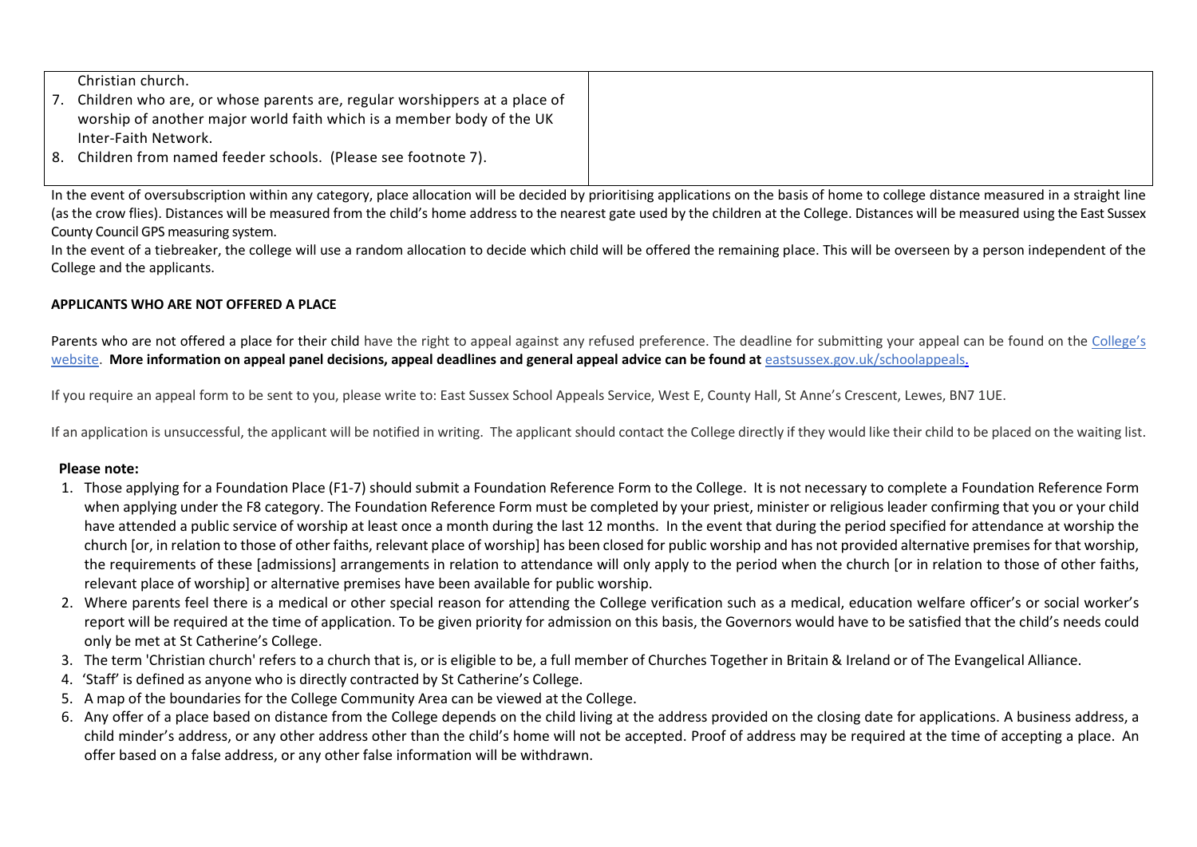| Christian church.<br>7. Children who are, or whose parents are, regular worshippers at a place of worship of another major world faith which is a member body of the UK Inter-Faith Network.<br>8. Children from named feeder schools. (Please see footnote 7). | |
|---|---|

In the event of oversubscription within any category, place allocation will be decided by prioritising applications on the basis of home to college distance measured in a straight line (as the crow flies). Distances will be measured from the child's home address to the nearest gate used by the children at the College. Distances will be measured using the East Sussex County Council GPS measuring system.

In the event of a tiebreaker, the college will use a random allocation to decide which child will be offered the remaining place. This will be overseen by a person independent of the College and the applicants.

**APPLICANTS WHO ARE NOT OFFERED A PLACE**

Parents who are not offered a place for their child have the right to appeal against any refused preference. The deadline for submitting your appeal can be found on the College's website. **More information on appeal panel decisions, appeal deadlines and general appeal advice can be found at** eastsussex.gov.uk/schoolappeals.

If you require an appeal form to be sent to you, please write to: East Sussex School Appeals Service, West E, County Hall, St Anne's Crescent, Lewes, BN7 1UE.

If an application is unsuccessful, the applicant will be notified in writing. The applicant should contact the College directly if they would like their child to be placed on the waiting list.

**Please note:**

1. Those applying for a Foundation Place (F1-7) should submit a Foundation Reference Form to the College. It is not necessary to complete a Foundation Reference Form when applying under the F8 category. The Foundation Reference Form must be completed by your priest, minister or religious leader confirming that you or your child have attended a public service of worship at least once a month during the last 12 months. In the event that during the period specified for attendance at worship the church [or, in relation to those of other faiths, relevant place of worship] has been closed for public worship and has not provided alternative premises for that worship, the requirements of these [admissions] arrangements in relation to attendance will only apply to the period when the church [or in relation to those of other faiths, relevant place of worship] or alternative premises have been available for public worship.
2. Where parents feel there is a medical or other special reason for attending the College verification such as a medical, education welfare officer's or social worker's report will be required at the time of application. To be given priority for admission on this basis, the Governors would have to be satisfied that the child's needs could only be met at St Catherine's College.
3. The term 'Christian church' refers to a church that is, or is eligible to be, a full member of Churches Together in Britain & Ireland or of The Evangelical Alliance.
4. 'Staff' is defined as anyone who is directly contracted by St Catherine's College.
5. A map of the boundaries for the College Community Area can be viewed at the College.
6. Any offer of a place based on distance from the College depends on the child living at the address provided on the closing date for applications. A business address, a child minder's address, or any other address other than the child's home will not be accepted. Proof of address may be required at the time of accepting a place. An offer based on a false address, or any other false information will be withdrawn.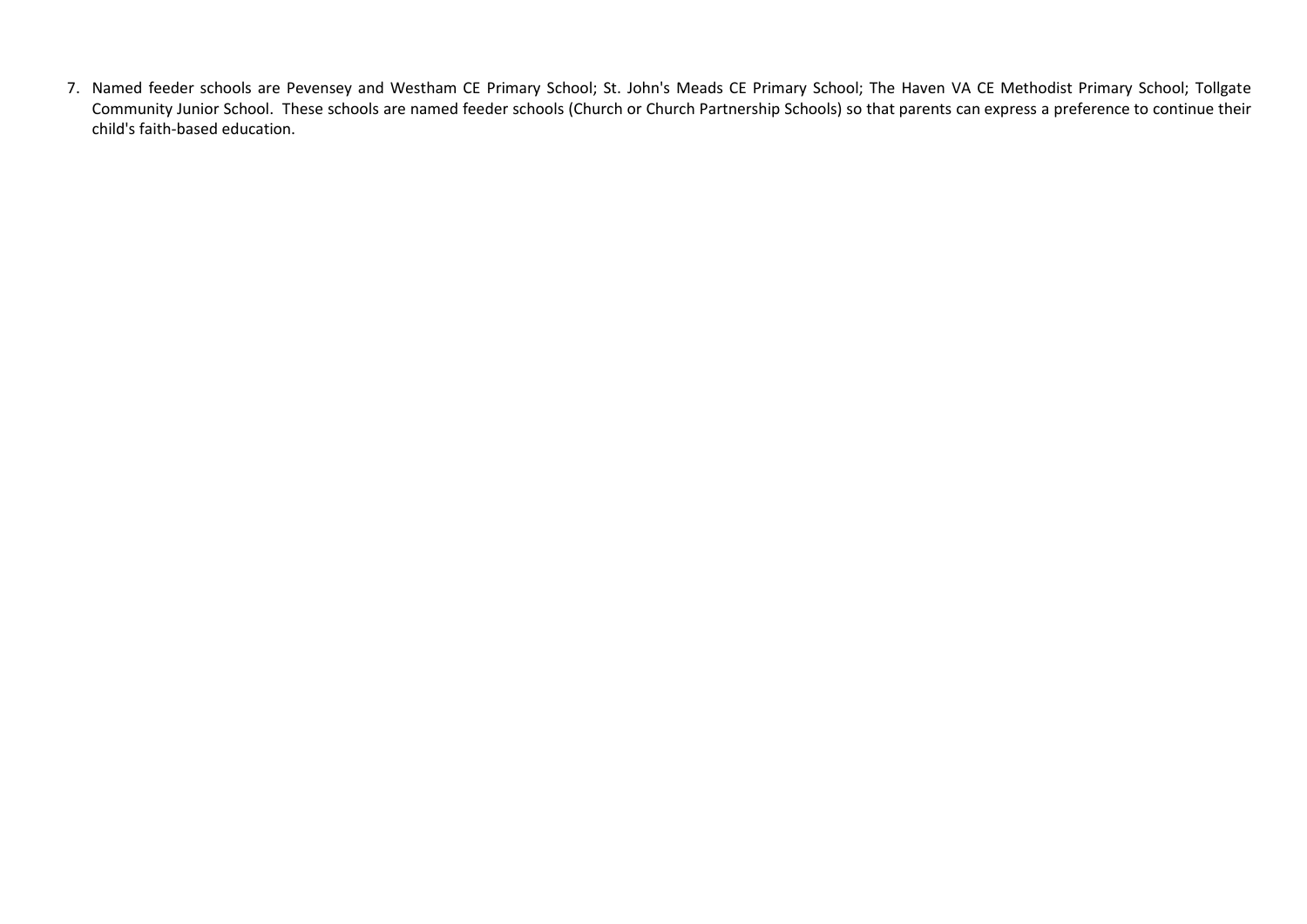7. Named feeder schools are Pevensey and Westham CE Primary School; St. John's Meads CE Primary School; The Haven VA CE Methodist Primary School; Tollgate Community Junior School. These schools are named feeder schools (Church or Church Partnership Schools) so that parents can express a preference to continue their child's faith-based education.